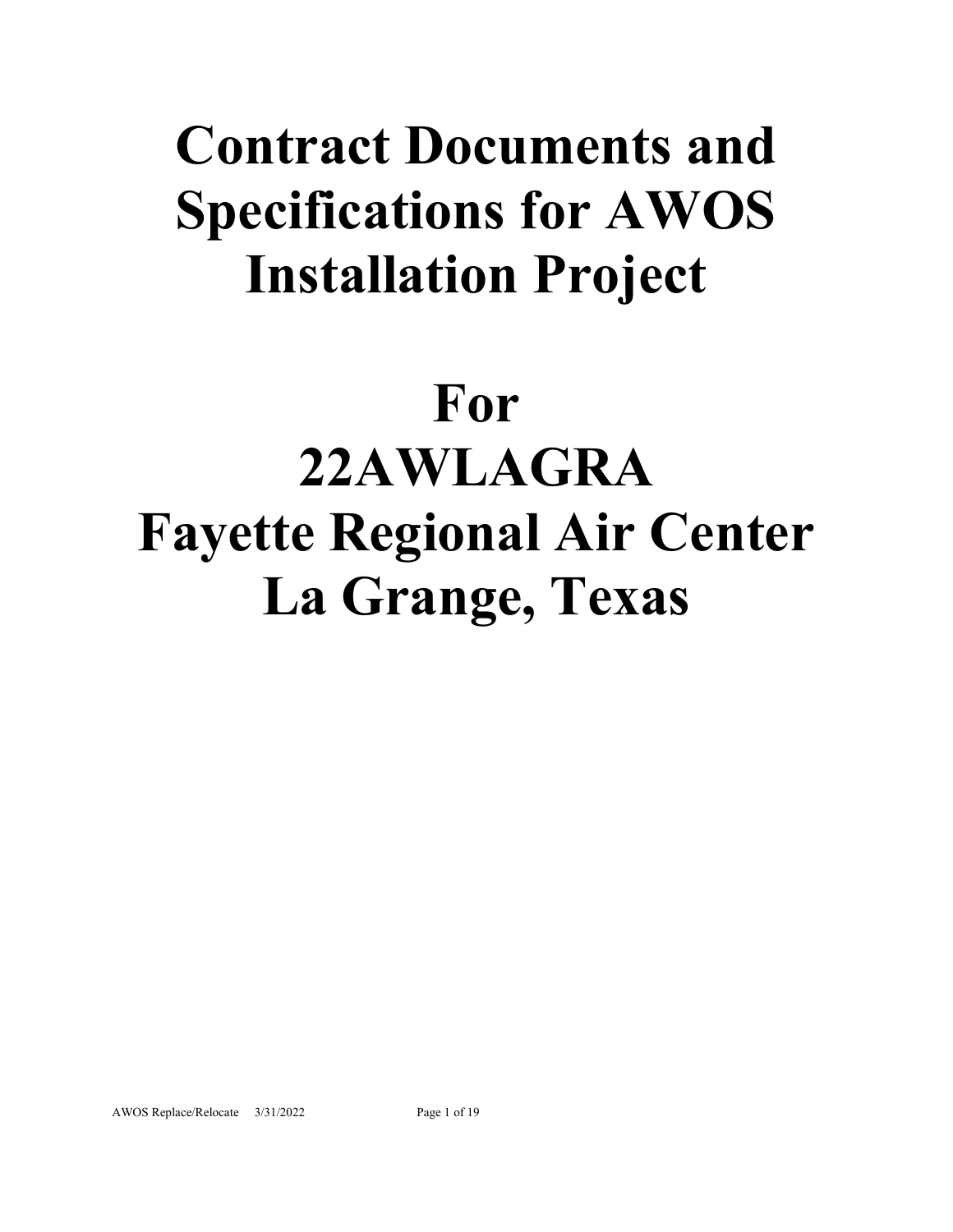# Contract Documents and Specifications for AWOS Installation Project

# For
# 22AWLAGRA
# Fayette Regional Air Center
# La Grange, Texas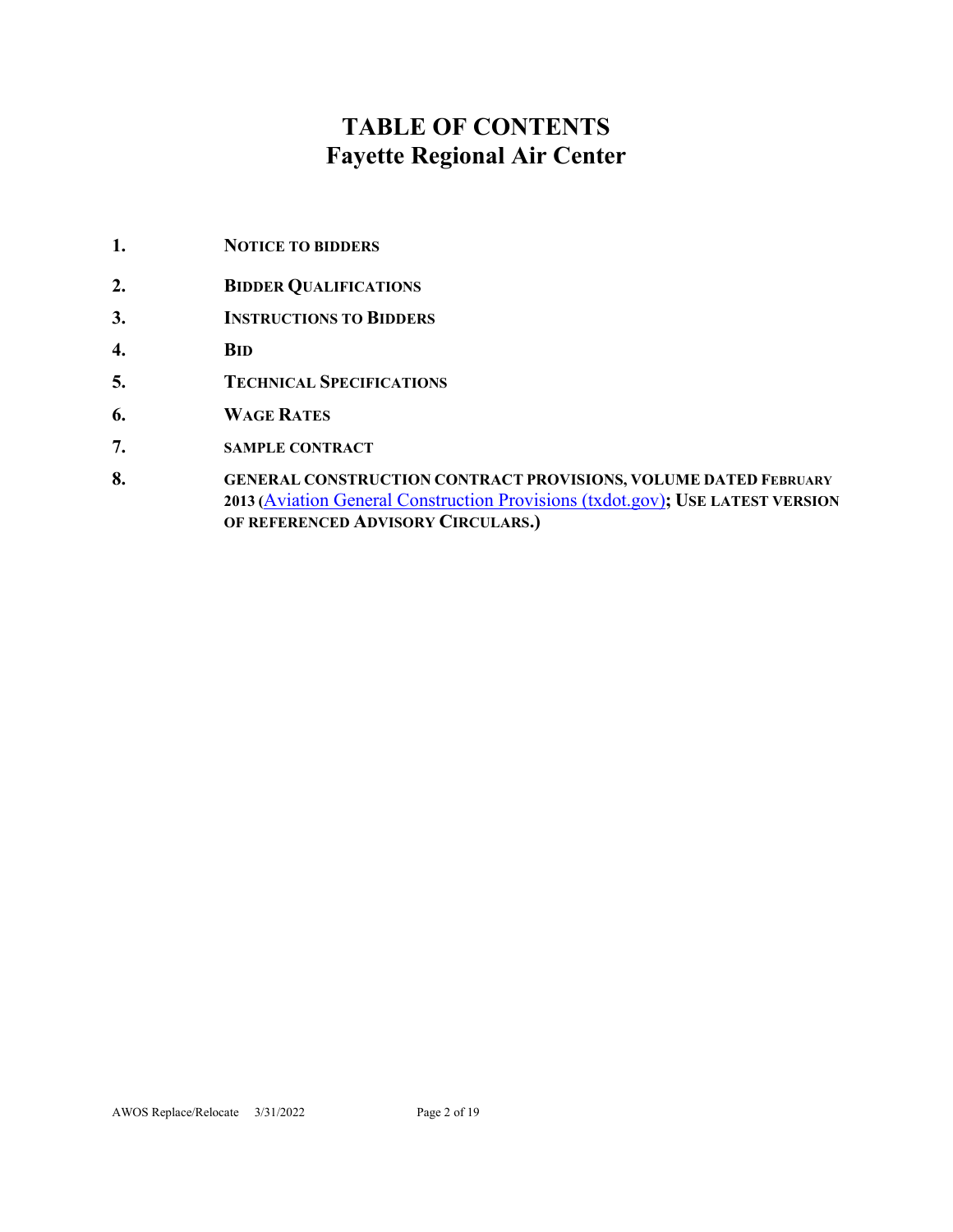# TABLE OF CONTENTS
# Fayette Regional Air Center

1. **NOTICE TO BIDDERS**
2. **BIDDER QUALIFICATIONS**
3. **INSTRUCTIONS TO BIDDERS**
4. **BID**
5. **TECHNICAL SPECIFICATIONS**
6. **WAGE RATES**
7. **SAMPLE CONTRACT**
8. **GENERAL CONSTRUCTION CONTRACT PROVISIONS, VOLUME DATED FEBRUARY 2013 (**Aviation General Construction Provisions (txdot.gov)**; USE LATEST VERSION OF REFERENCED ADVISORY CIRCULARS.)**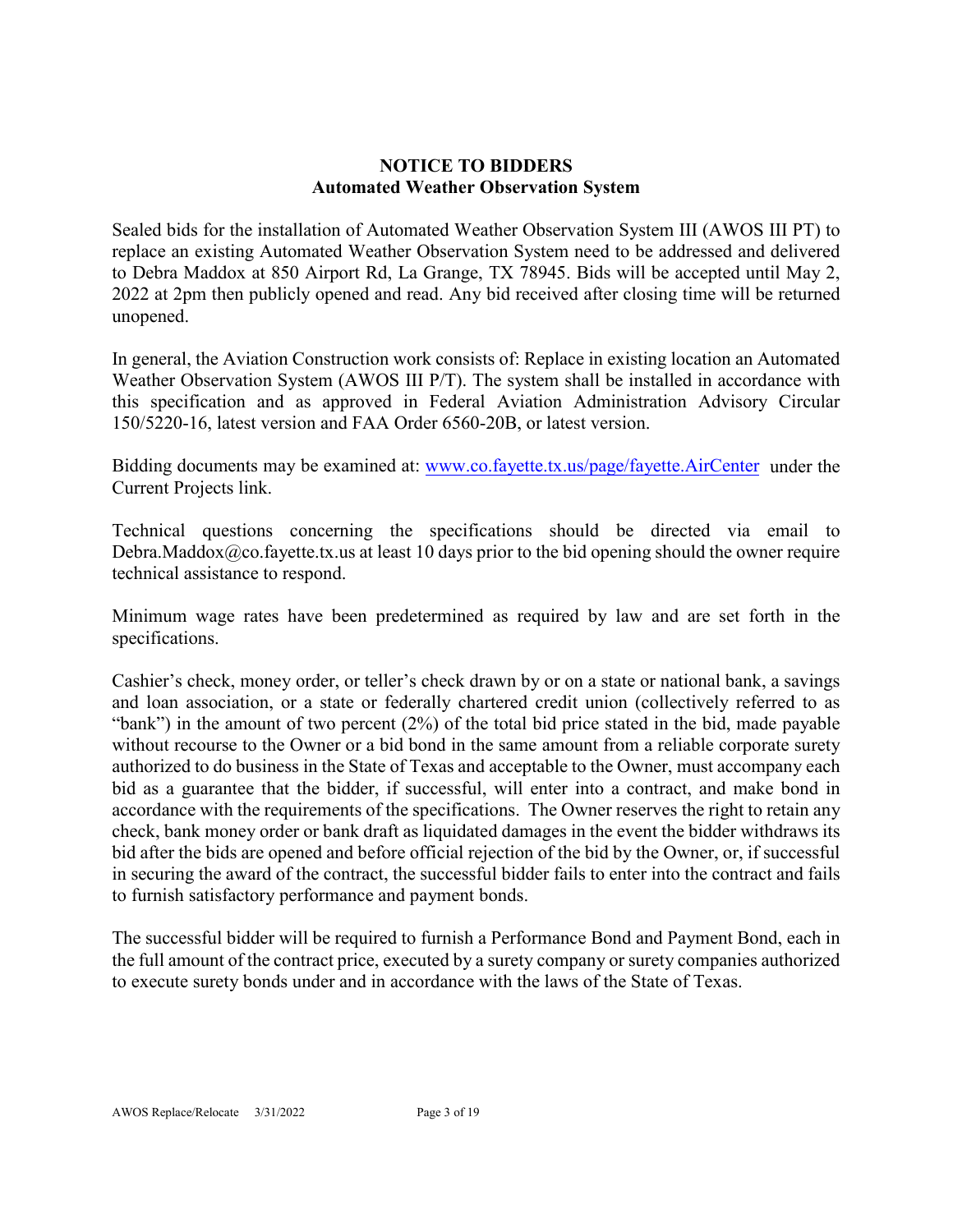# NOTICE TO BIDDERS
## Automated Weather Observation System

Sealed bids for the installation of Automated Weather Observation System III (AWOS III PT) to replace an existing Automated Weather Observation System need to be addressed and delivered to Debra Maddox at 850 Airport Rd, La Grange, TX 78945. Bids will be accepted until May 2, 2022 at 2pm then publicly opened and read. Any bid received after closing time will be returned unopened.

In general, the Aviation Construction work consists of: Replace in existing location an Automated Weather Observation System (AWOS III P/T). The system shall be installed in accordance with this specification and as approved in Federal Aviation Administration Advisory Circular 150/5220-16, latest version and FAA Order 6560-20B, or latest version.

Bidding documents may be examined at: www.co.fayette.tx.us/page/fayette.AirCenter under the Current Projects link.

Technical questions concerning the specifications should be directed via email to Debra.Maddox@co.fayette.tx.us at least 10 days prior to the bid opening should the owner require technical assistance to respond.

Minimum wage rates have been predetermined as required by law and are set forth in the specifications.

Cashier's check, money order, or teller's check drawn by or on a state or national bank, a savings and loan association, or a state or federally chartered credit union (collectively referred to as "bank") in the amount of two percent (2%) of the total bid price stated in the bid, made payable without recourse to the Owner or a bid bond in the same amount from a reliable corporate surety authorized to do business in the State of Texas and acceptable to the Owner, must accompany each bid as a guarantee that the bidder, if successful, will enter into a contract, and make bond in accordance with the requirements of the specifications. The Owner reserves the right to retain any check, bank money order or bank draft as liquidated damages in the event the bidder withdraws its bid after the bids are opened and before official rejection of the bid by the Owner, or, if successful in securing the award of the contract, the successful bidder fails to enter into the contract and fails to furnish satisfactory performance and payment bonds.

The successful bidder will be required to furnish a Performance Bond and Payment Bond, each in the full amount of the contract price, executed by a surety company or surety companies authorized to execute surety bonds under and in accordance with the laws of the State of Texas.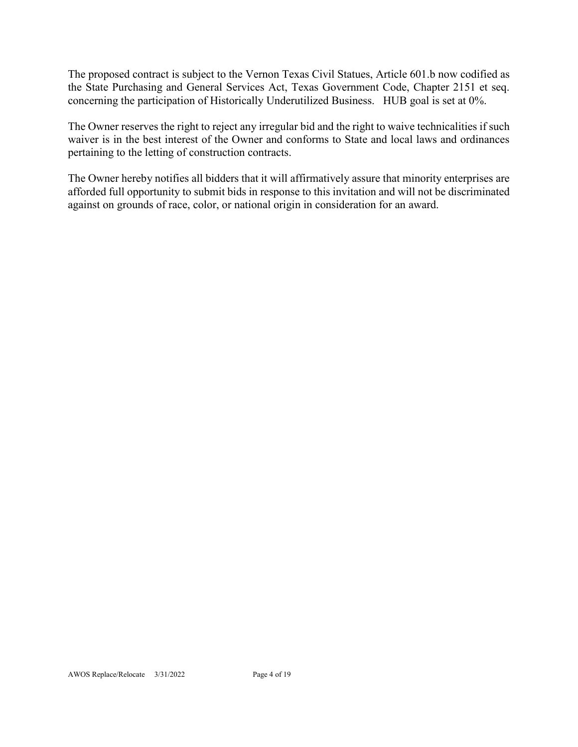The proposed contract is subject to the Vernon Texas Civil Statues, Article 601.b now codified as the State Purchasing and General Services Act, Texas Government Code, Chapter 2151 et seq. concerning the participation of Historically Underutilized Business. HUB goal is set at 0%.

The Owner reserves the right to reject any irregular bid and the right to waive technicalities if such waiver is in the best interest of the Owner and conforms to State and local laws and ordinances pertaining to the letting of construction contracts.

The Owner hereby notifies all bidders that it will affirmatively assure that minority enterprises are afforded full opportunity to submit bids in response to this invitation and will not be discriminated against on grounds of race, color, or national origin in consideration for an award.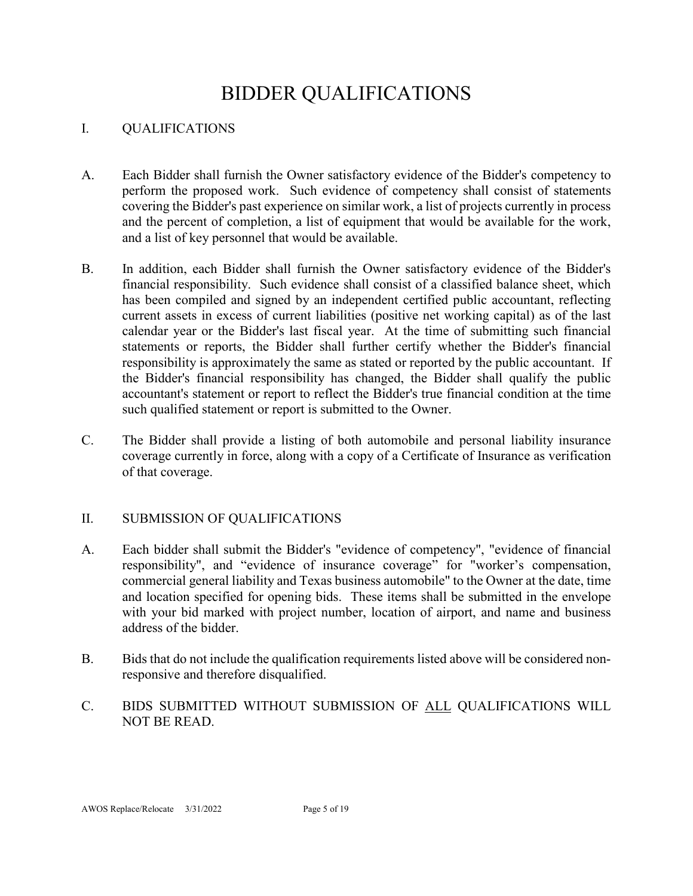# BIDDER QUALIFICATIONS

## I. QUALIFICATIONS

A. Each Bidder shall furnish the Owner satisfactory evidence of the Bidder's competency to perform the proposed work. Such evidence of competency shall consist of statements covering the Bidder's past experience on similar work, a list of projects currently in process and the percent of completion, a list of equipment that would be available for the work, and a list of key personnel that would be available.

B. In addition, each Bidder shall furnish the Owner satisfactory evidence of the Bidder's financial responsibility. Such evidence shall consist of a classified balance sheet, which has been compiled and signed by an independent certified public accountant, reflecting current assets in excess of current liabilities (positive net working capital) as of the last calendar year or the Bidder's last fiscal year. At the time of submitting such financial statements or reports, the Bidder shall further certify whether the Bidder's financial responsibility is approximately the same as stated or reported by the public accountant. If the Bidder's financial responsibility has changed, the Bidder shall qualify the public accountant's statement or report to reflect the Bidder's true financial condition at the time such qualified statement or report is submitted to the Owner.

C. The Bidder shall provide a listing of both automobile and personal liability insurance coverage currently in force, along with a copy of a Certificate of Insurance as verification of that coverage.

## II. SUBMISSION OF QUALIFICATIONS

A. Each bidder shall submit the Bidder's "evidence of competency", "evidence of financial responsibility", and "evidence of insurance coverage" for "worker's compensation, commercial general liability and Texas business automobile" to the Owner at the date, time and location specified for opening bids. These items shall be submitted in the envelope with your bid marked with project number, location of airport, and name and business address of the bidder.

B. Bids that do not include the qualification requirements listed above will be considered non-responsive and therefore disqualified.

C. BIDS SUBMITTED WITHOUT SUBMISSION OF <u>ALL</u> QUALIFICATIONS WILL NOT BE READ.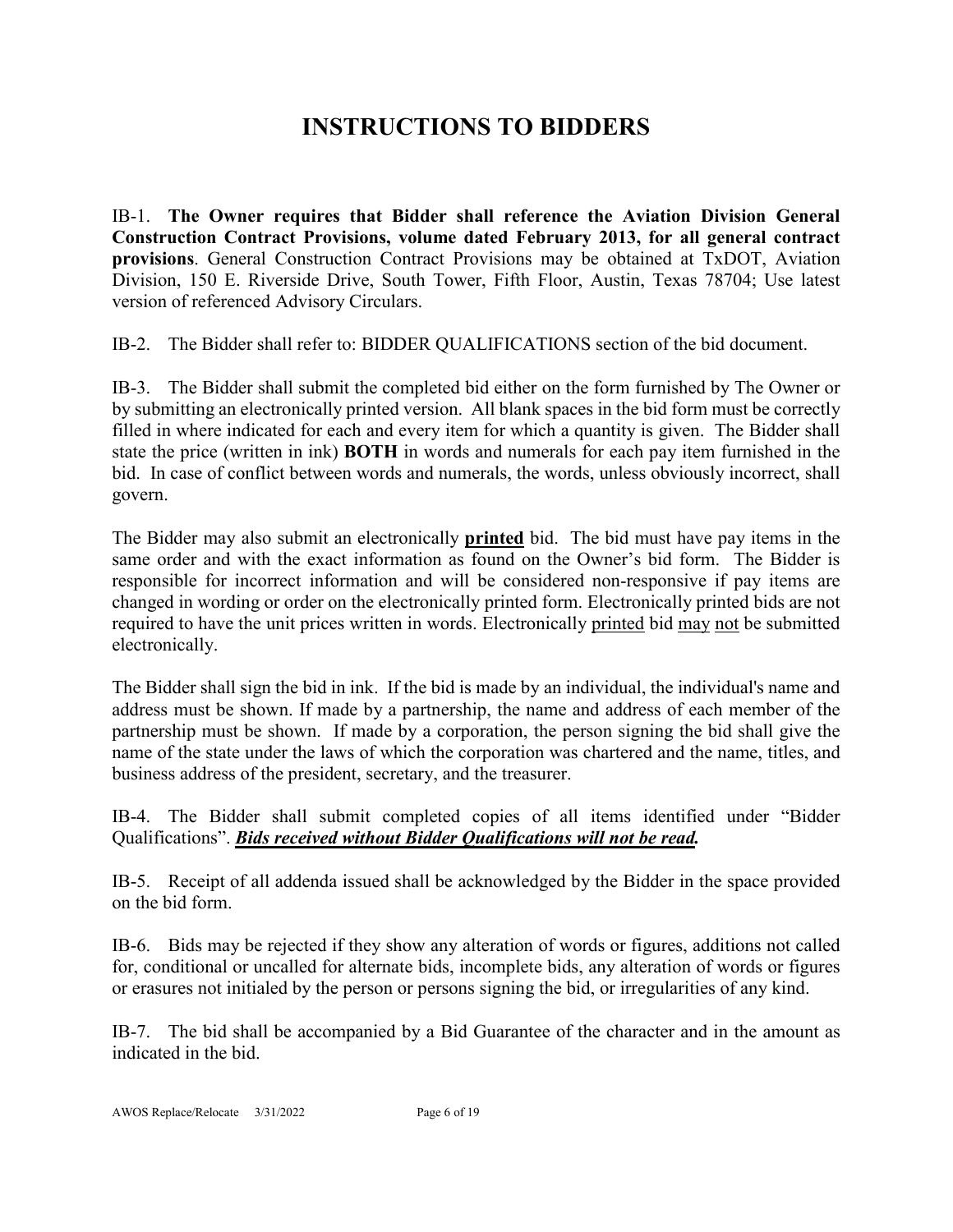# INSTRUCTIONS TO BIDDERS

IB-1. **The Owner requires that Bidder shall reference the Aviation Division General Construction Contract Provisions, volume dated February 2013, for all general contract provisions**. General Construction Contract Provisions may be obtained at TxDOT, Aviation Division, 150 E. Riverside Drive, South Tower, Fifth Floor, Austin, Texas 78704; Use latest version of referenced Advisory Circulars.

IB-2. The Bidder shall refer to: BIDDER QUALIFICATIONS section of the bid document.

IB-3. The Bidder shall submit the completed bid either on the form furnished by The Owner or by submitting an electronically printed version. All blank spaces in the bid form must be correctly filled in where indicated for each and every item for which a quantity is given. The Bidder shall state the price (written in ink) **BOTH** in words and numerals for each pay item furnished in the bid. In case of conflict between words and numerals, the words, unless obviously incorrect, shall govern.

The Bidder may also submit an electronically **printed** bid. The bid must have pay items in the same order and with the exact information as found on the Owner's bid form. The Bidder is responsible for incorrect information and will be considered non-responsive if pay items are changed in wording or order on the electronically printed form. Electronically printed bids are not required to have the unit prices written in words. Electronically printed bid may not be submitted electronically.

The Bidder shall sign the bid in ink. If the bid is made by an individual, the individual's name and address must be shown. If made by a partnership, the name and address of each member of the partnership must be shown. If made by a corporation, the person signing the bid shall give the name of the state under the laws of which the corporation was chartered and the name, titles, and business address of the president, secretary, and the treasurer.

IB-4. The Bidder shall submit completed copies of all items identified under "Bidder Qualifications". ***Bids received without Bidder Qualifications will not be read.***

IB-5. Receipt of all addenda issued shall be acknowledged by the Bidder in the space provided on the bid form.

IB-6. Bids may be rejected if they show any alteration of words or figures, additions not called for, conditional or uncalled for alternate bids, incomplete bids, any alteration of words or figures or erasures not initialed by the person or persons signing the bid, or irregularities of any kind.

IB-7. The bid shall be accompanied by a Bid Guarantee of the character and in the amount as indicated in the bid.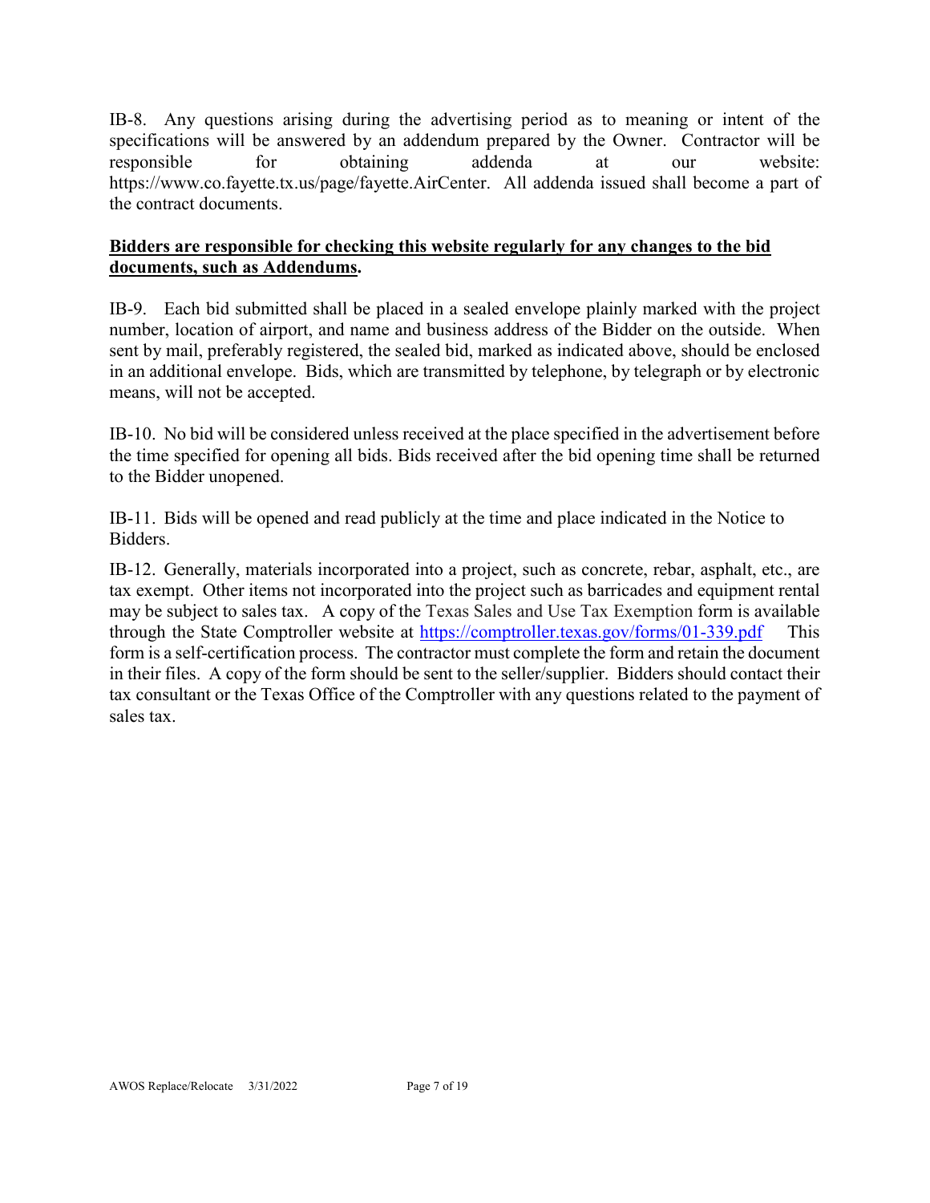IB-8. Any questions arising during the advertising period as to meaning or intent of the specifications will be answered by an addendum prepared by the Owner. Contractor will be responsible for obtaining addenda at our website: https://www.co.fayette.tx.us/page/fayette.AirCenter. All addenda issued shall become a part of the contract documents.

**<u>Bidders are responsible for checking this website regularly for any changes to the bid documents, such as Addendums</u>.**

IB-9. Each bid submitted shall be placed in a sealed envelope plainly marked with the project number, location of airport, and name and business address of the Bidder on the outside. When sent by mail, preferably registered, the sealed bid, marked as indicated above, should be enclosed in an additional envelope. Bids, which are transmitted by telephone, by telegraph or by electronic means, will not be accepted.

IB-10. No bid will be considered unless received at the place specified in the advertisement before the time specified for opening all bids. Bids received after the bid opening time shall be returned to the Bidder unopened.

IB-11. Bids will be opened and read publicly at the time and place indicated in the Notice to Bidders.

IB-12. Generally, materials incorporated into a project, such as concrete, rebar, asphalt, etc., are tax exempt. Other items not incorporated into the project such as barricades and equipment rental may be subject to sales tax. A copy of the Texas Sales and Use Tax Exemption form is available through the State Comptroller website at https://comptroller.texas.gov/forms/01-339.pdf This form is a self-certification process. The contractor must complete the form and retain the document in their files. A copy of the form should be sent to the seller/supplier. Bidders should contact their tax consultant or the Texas Office of the Comptroller with any questions related to the payment of sales tax.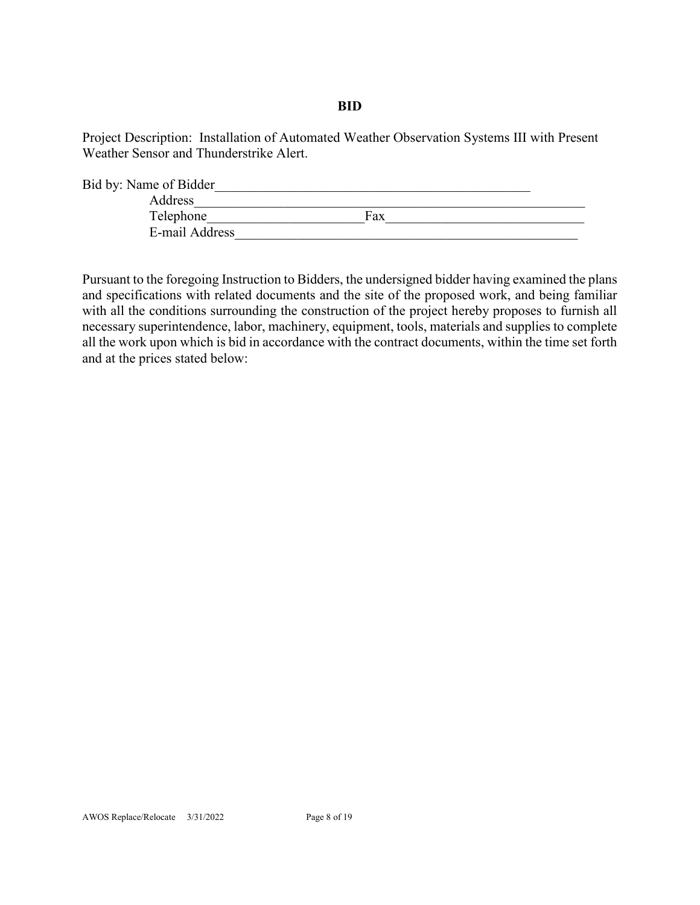# BID

Project Description: Installation of Automated Weather Observation Systems III with Present Weather Sensor and Thunderstrike Alert.

Bid by: Name of Bidder_______________________________________________

Address__________________________________________________________

Telephone______________________ Fax______________________________

E-mail Address__________________________________________________

Pursuant to the foregoing Instruction to Bidders, the undersigned bidder having examined the plans and specifications with related documents and the site of the proposed work, and being familiar with all the conditions surrounding the construction of the project hereby proposes to furnish all necessary superintendence, labor, machinery, equipment, tools, materials and supplies to complete all the work upon which is bid in accordance with the contract documents, within the time set forth and at the prices stated below: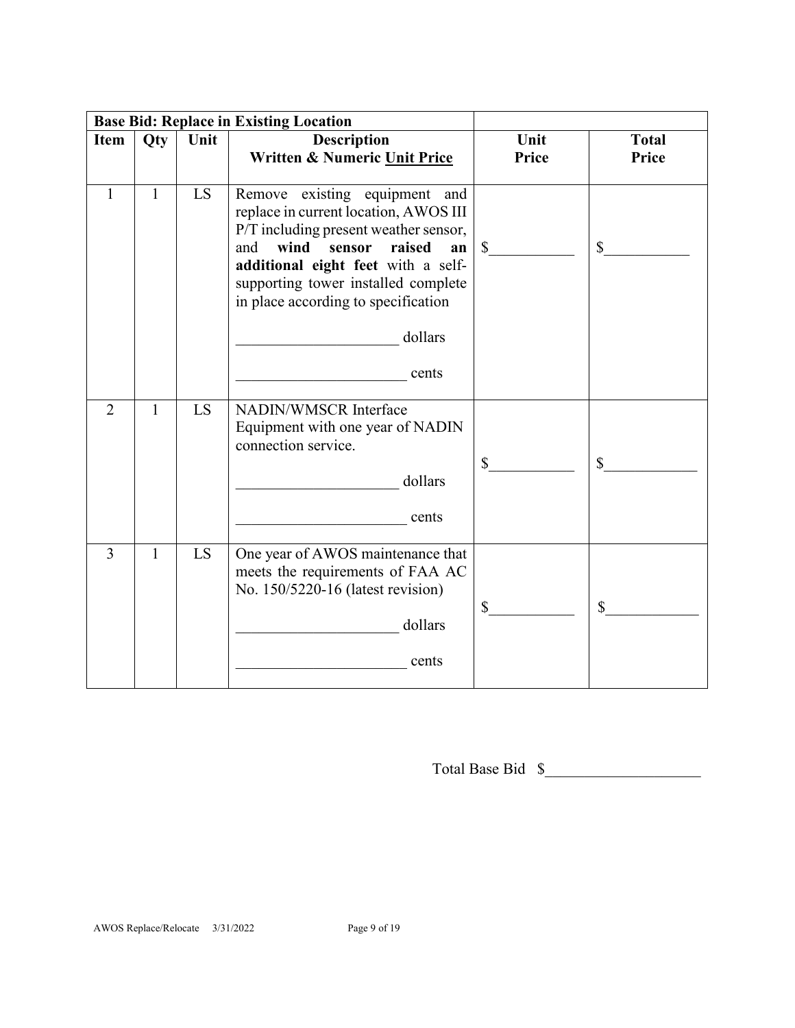| **Base Bid: Replace in Existing Location** | | | | | |
|---|---|---|---|---|---|
| **Item** | **Qty** | **Unit** | **Description**<br>**Written & Numeric Unit Price** | **Unit Price** | **Total Price** |
| 1 | 1 | LS | Remove existing equipment and replace in current location, AWOS III P/T including present weather sensor, and **wind sensor raised an additional eight feet** with a self-supporting tower installed complete in place according to specification<br><br>_____________________ dollars<br><br>______________________ cents | $__________ | $__________ |
| 2 | 1 | LS | NADIN/WMSCR Interface Equipment with one year of NADIN connection service.<br><br>_____________________ dollars<br><br>______________________ cents | $__________ | $___________ |
| 3 | 1 | LS | One year of AWOS maintenance that meets the requirements of FAA AC No. 150/5220-16 (latest revision)<br><br>_____________________ dollars<br><br>______________________ cents | $__________ | $___________ |

Total Base Bid $___________________

AWOS Replace/Relocate 3/31/2022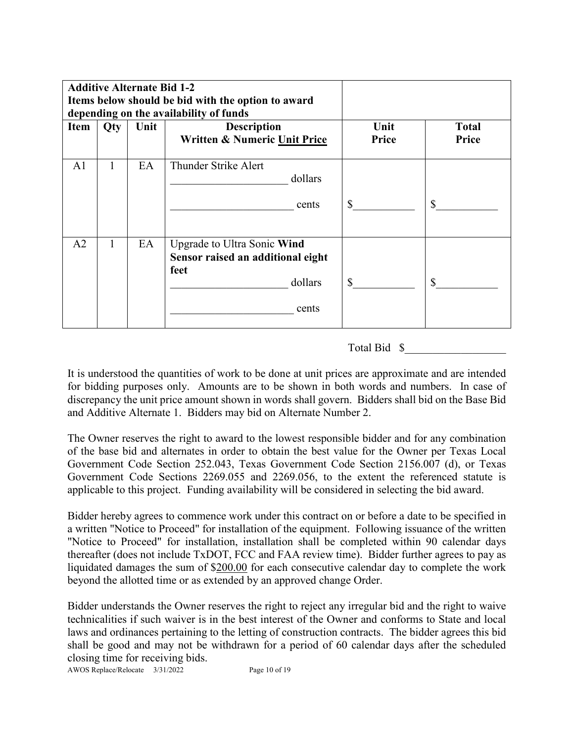| **Additive Alternate Bid 1-2**<br>**Items below should be bid with the option to award depending on the availability of funds** | | | | | |
|---|---|---|---|---|---|
| **Item** | **Qty** | **Unit** | **Description**<br>**Written & Numeric Unit Price** | **Unit Price** | **Total Price** |
| A1 | 1 | EA | Thunder Strike Alert<br>______________________ dollars<br>______________________ cents | $__________ | $__________ |
| A2 | 1 | EA | Upgrade to Ultra Sonic **Wind Sensor raised an additional eight feet**<br>______________________ dollars<br>______________________ cents | $__________ | $__________ |

Total Bid $__________________

It is understood the quantities of work to be done at unit prices are approximate and are intended for bidding purposes only. Amounts are to be shown in both words and numbers. In case of discrepancy the unit price amount shown in words shall govern. Bidders shall bid on the Base Bid and Additive Alternate 1. Bidders may bid on Alternate Number 2.

The Owner reserves the right to award to the lowest responsible bidder and for any combination of the base bid and alternates in order to obtain the best value for the Owner per Texas Local Government Code Section 252.043, Texas Government Code Section 2156.007 (d), or Texas Government Code Sections 2269.055 and 2269.056, to the extent the referenced statute is applicable to this project. Funding availability will be considered in selecting the bid award.

Bidder hereby agrees to commence work under this contract on or before a date to be specified in a written "Notice to Proceed" for installation of the equipment. Following issuance of the written "Notice to Proceed" for installation, installation shall be completed within 90 calendar days thereafter (does not include TxDOT, FCC and FAA review time). Bidder further agrees to pay as liquidated damages the sum of $200.00 for each consecutive calendar day to complete the work beyond the allotted time or as extended by an approved change Order.

Bidder understands the Owner reserves the right to reject any irregular bid and the right to waive technicalities if such waiver is in the best interest of the Owner and conforms to State and local laws and ordinances pertaining to the letting of construction contracts. The bidder agrees this bid shall be good and may not be withdrawn for a period of 60 calendar days after the scheduled closing time for receiving bids.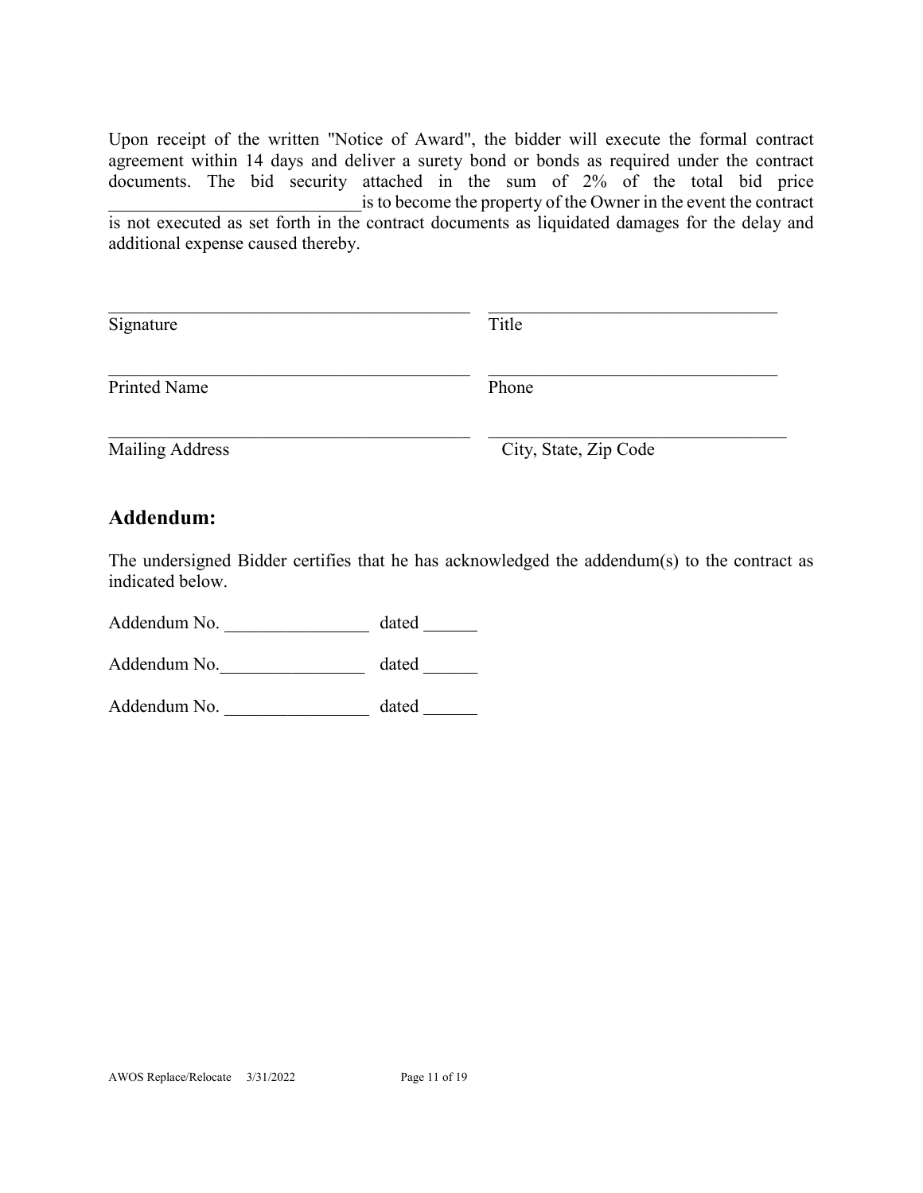Upon receipt of the written "Notice of Award", the bidder will execute the formal contract agreement within 14 days and deliver a surety bond or bonds as required under the contract documents. The bid security attached in the sum of 2% of the total bid price ____________________________ is to become the property of the Owner in the event the contract is not executed as set forth in the contract documents as liquidated damages for the delay and additional expense caused thereby.

| | |
|---|---|
| ________________________________________ | ________________________________ |
| Signature | Title |
| ________________________________________ | ________________________________ |
| Printed Name | Phone |
| ________________________________________ | ________________________________ |
| Mailing Address | City, State, Zip Code |

## Addendum:

The undersigned Bidder certifies that he has acknowledged the addendum(s) to the contract as indicated below.

Addendum No. ________________ dated ______

Addendum No.________________ dated ______

Addendum No. ________________ dated ______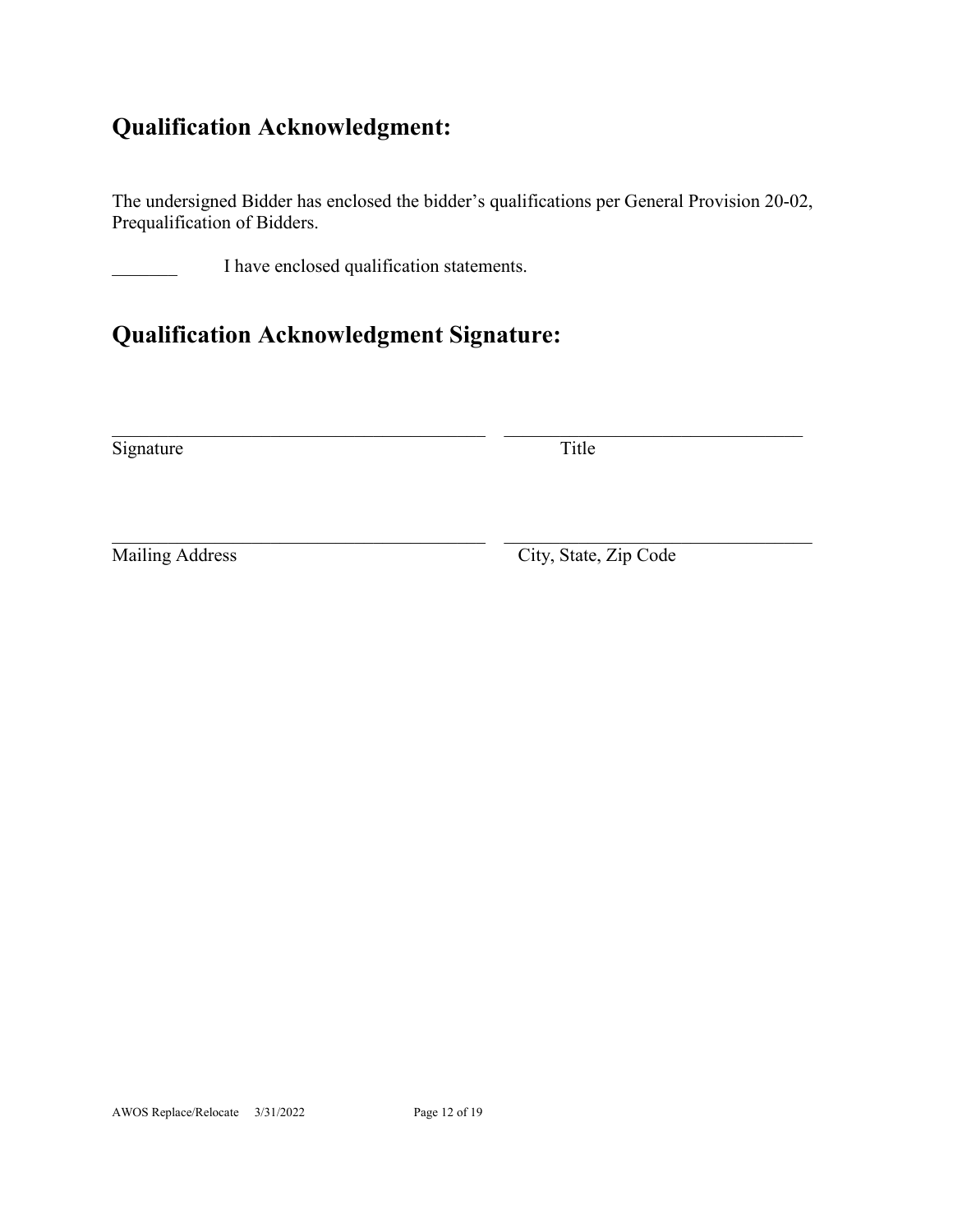## Qualification Acknowledgment:

The undersigned Bidder has enclosed the bidder's qualifications per General Provision 20-02, Prequalification of Bidders.

_______ I have enclosed qualification statements.

## Qualification Acknowledgment Signature:

| _______________________________ | _______________________________ |
|---|---|
| Signature | Title |
| _______________________________ | _______________________________ |
| Mailing Address | City, State, Zip Code |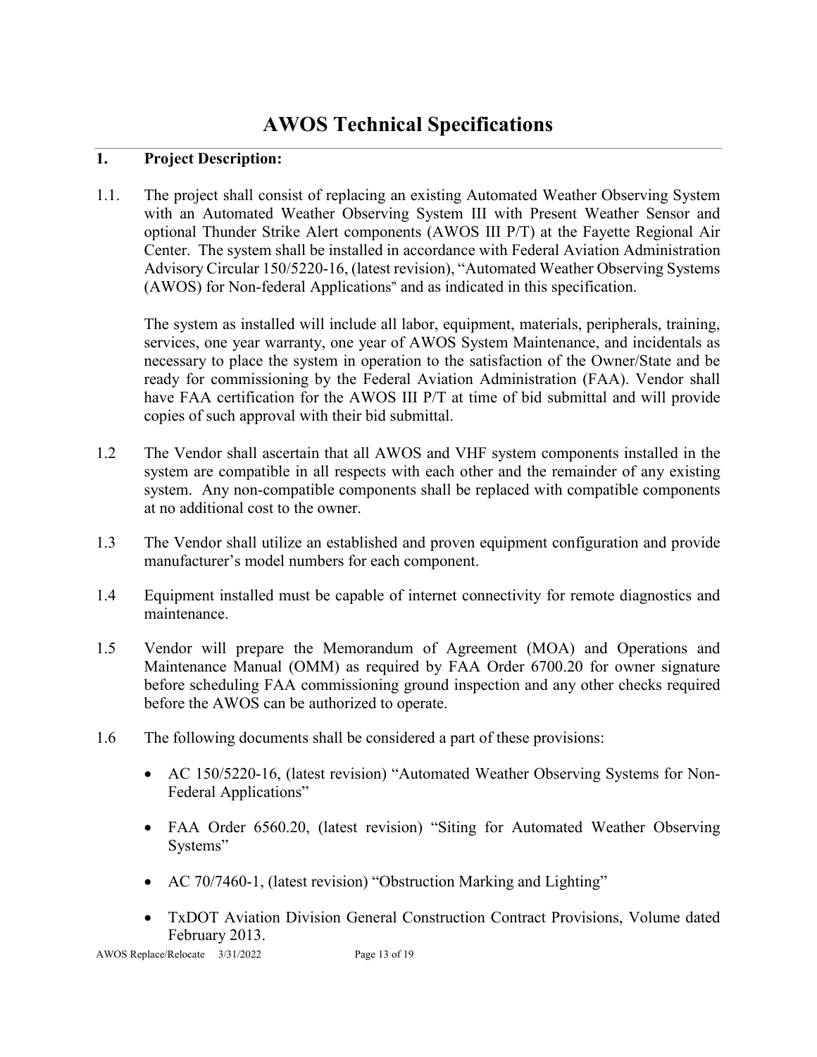# AWOS Technical Specifications

## 1. Project Description:

1.1. The project shall consist of replacing an existing Automated Weather Observing System with an Automated Weather Observing System III with Present Weather Sensor and optional Thunder Strike Alert components (AWOS III P/T) at the Fayette Regional Air Center. The system shall be installed in accordance with Federal Aviation Administration Advisory Circular 150/5220-16, (latest revision), "Automated Weather Observing Systems (AWOS) for Non-federal Applications" and as indicated in this specification.

The system as installed will include all labor, equipment, materials, peripherals, training, services, one year warranty, one year of AWOS System Maintenance, and incidentals as necessary to place the system in operation to the satisfaction of the Owner/State and be ready for commissioning by the Federal Aviation Administration (FAA). Vendor shall have FAA certification for the AWOS III P/T at time of bid submittal and will provide copies of such approval with their bid submittal.

1.2 The Vendor shall ascertain that all AWOS and VHF system components installed in the system are compatible in all respects with each other and the remainder of any existing system. Any non-compatible components shall be replaced with compatible components at no additional cost to the owner.

1.3 The Vendor shall utilize an established and proven equipment configuration and provide manufacturer's model numbers for each component.

1.4 Equipment installed must be capable of internet connectivity for remote diagnostics and maintenance.

1.5 Vendor will prepare the Memorandum of Agreement (MOA) and Operations and Maintenance Manual (OMM) as required by FAA Order 6700.20 for owner signature before scheduling FAA commissioning ground inspection and any other checks required before the AWOS can be authorized to operate.

1.6 The following documents shall be considered a part of these provisions:

- AC 150/5220-16, (latest revision) "Automated Weather Observing Systems for Non-Federal Applications"
- FAA Order 6560.20, (latest revision) "Siting for Automated Weather Observing Systems"
- AC 70/7460-1, (latest revision) "Obstruction Marking and Lighting"
- TxDOT Aviation Division General Construction Contract Provisions, Volume dated February 2013.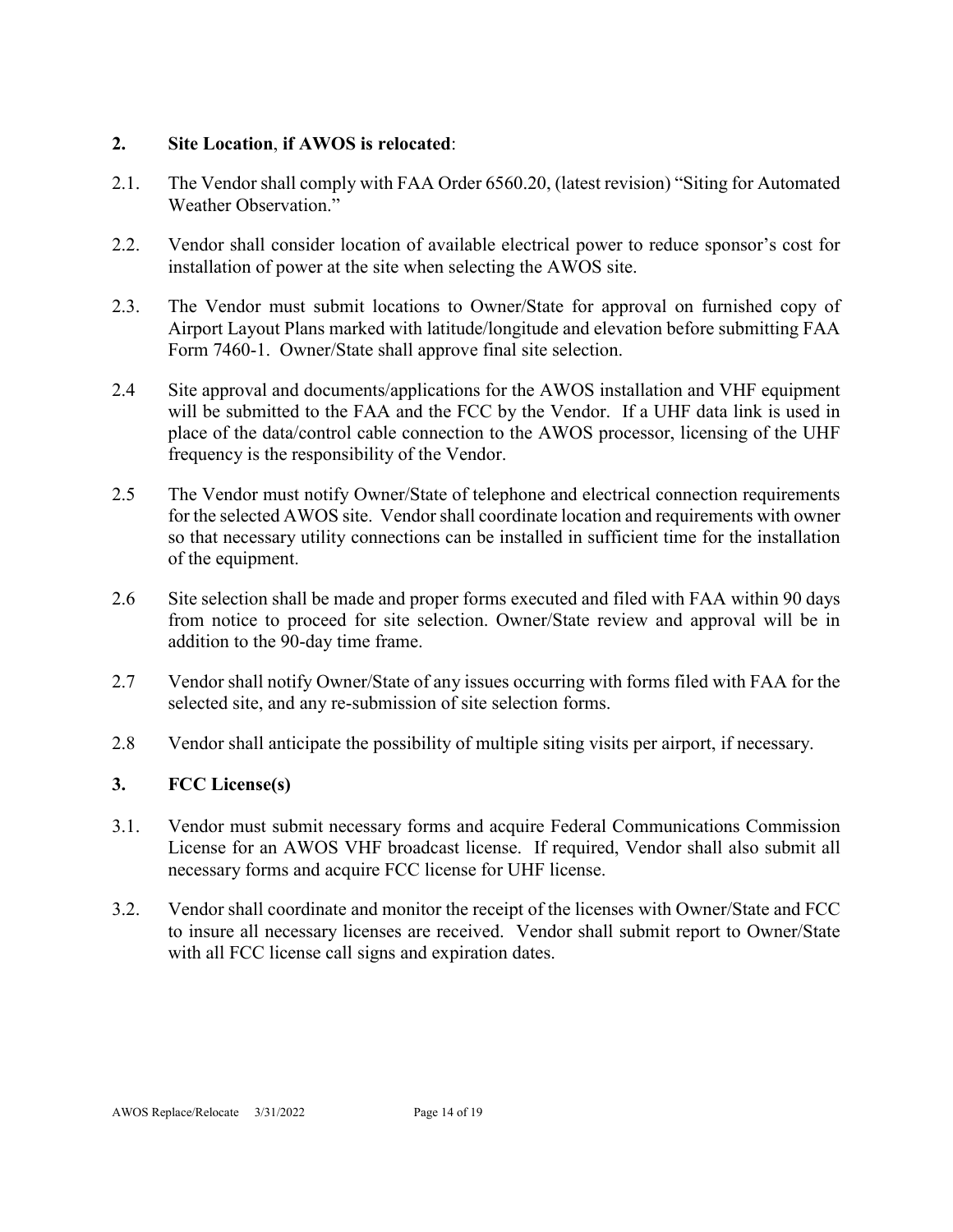## 2. Site Location, if AWOS is relocated:

2.1. The Vendor shall comply with FAA Order 6560.20, (latest revision) "Siting for Automated Weather Observation."

2.2. Vendor shall consider location of available electrical power to reduce sponsor's cost for installation of power at the site when selecting the AWOS site.

2.3. The Vendor must submit locations to Owner/State for approval on furnished copy of Airport Layout Plans marked with latitude/longitude and elevation before submitting FAA Form 7460-1. Owner/State shall approve final site selection.

2.4 Site approval and documents/applications for the AWOS installation and VHF equipment will be submitted to the FAA and the FCC by the Vendor. If a UHF data link is used in place of the data/control cable connection to the AWOS processor, licensing of the UHF frequency is the responsibility of the Vendor.

2.5 The Vendor must notify Owner/State of telephone and electrical connection requirements for the selected AWOS site. Vendor shall coordinate location and requirements with owner so that necessary utility connections can be installed in sufficient time for the installation of the equipment.

2.6 Site selection shall be made and proper forms executed and filed with FAA within 90 days from notice to proceed for site selection. Owner/State review and approval will be in addition to the 90-day time frame.

2.7 Vendor shall notify Owner/State of any issues occurring with forms filed with FAA for the selected site, and any re-submission of site selection forms.

2.8 Vendor shall anticipate the possibility of multiple siting visits per airport, if necessary.

## 3. FCC License(s)

3.1. Vendor must submit necessary forms and acquire Federal Communications Commission License for an AWOS VHF broadcast license. If required, Vendor shall also submit all necessary forms and acquire FCC license for UHF license.

3.2. Vendor shall coordinate and monitor the receipt of the licenses with Owner/State and FCC to insure all necessary licenses are received. Vendor shall submit report to Owner/State with all FCC license call signs and expiration dates.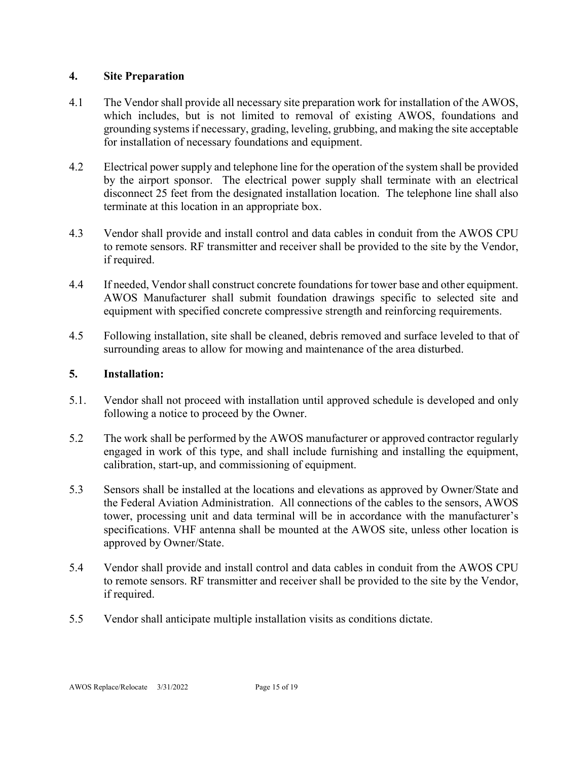## 4. Site Preparation

4.1 The Vendor shall provide all necessary site preparation work for installation of the AWOS, which includes, but is not limited to removal of existing AWOS, foundations and grounding systems if necessary, grading, leveling, grubbing, and making the site acceptable for installation of necessary foundations and equipment.

4.2 Electrical power supply and telephone line for the operation of the system shall be provided by the airport sponsor. The electrical power supply shall terminate with an electrical disconnect 25 feet from the designated installation location. The telephone line shall also terminate at this location in an appropriate box.

4.3 Vendor shall provide and install control and data cables in conduit from the AWOS CPU to remote sensors. RF transmitter and receiver shall be provided to the site by the Vendor, if required.

4.4 If needed, Vendor shall construct concrete foundations for tower base and other equipment. AWOS Manufacturer shall submit foundation drawings specific to selected site and equipment with specified concrete compressive strength and reinforcing requirements.

4.5 Following installation, site shall be cleaned, debris removed and surface leveled to that of surrounding areas to allow for mowing and maintenance of the area disturbed.

## 5. Installation:

5.1. Vendor shall not proceed with installation until approved schedule is developed and only following a notice to proceed by the Owner.

5.2 The work shall be performed by the AWOS manufacturer or approved contractor regularly engaged in work of this type, and shall include furnishing and installing the equipment, calibration, start-up, and commissioning of equipment.

5.3 Sensors shall be installed at the locations and elevations as approved by Owner/State and the Federal Aviation Administration. All connections of the cables to the sensors, AWOS tower, processing unit and data terminal will be in accordance with the manufacturer's specifications. VHF antenna shall be mounted at the AWOS site, unless other location is approved by Owner/State.

5.4 Vendor shall provide and install control and data cables in conduit from the AWOS CPU to remote sensors. RF transmitter and receiver shall be provided to the site by the Vendor, if required.

5.5 Vendor shall anticipate multiple installation visits as conditions dictate.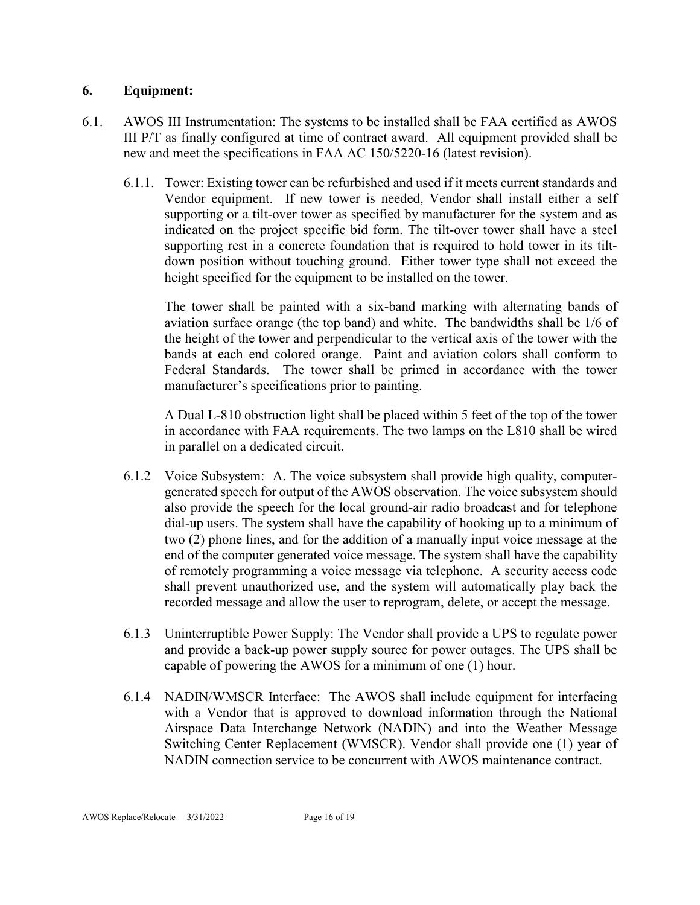### 6. Equipment:

6.1. AWOS III Instrumentation: The systems to be installed shall be FAA certified as AWOS III P/T as finally configured at time of contract award. All equipment provided shall be new and meet the specifications in FAA AC 150/5220-16 (latest revision).

6.1.1. Tower: Existing tower can be refurbished and used if it meets current standards and Vendor equipment. If new tower is needed, Vendor shall install either a self supporting or a tilt-over tower as specified by manufacturer for the system and as indicated on the project specific bid form. The tilt-over tower shall have a steel supporting rest in a concrete foundation that is required to hold tower in its tilt-down position without touching ground. Either tower type shall not exceed the height specified for the equipment to be installed on the tower.

The tower shall be painted with a six-band marking with alternating bands of aviation surface orange (the top band) and white. The bandwidths shall be 1/6 of the height of the tower and perpendicular to the vertical axis of the tower with the bands at each end colored orange. Paint and aviation colors shall conform to Federal Standards. The tower shall be primed in accordance with the tower manufacturer's specifications prior to painting.

A Dual L-810 obstruction light shall be placed within 5 feet of the top of the tower in accordance with FAA requirements. The two lamps on the L810 shall be wired in parallel on a dedicated circuit.

6.1.2 Voice Subsystem: A. The voice subsystem shall provide high quality, computer-generated speech for output of the AWOS observation. The voice subsystem should also provide the speech for the local ground-air radio broadcast and for telephone dial-up users. The system shall have the capability of hooking up to a minimum of two (2) phone lines, and for the addition of a manually input voice message at the end of the computer generated voice message. The system shall have the capability of remotely programming a voice message via telephone. A security access code shall prevent unauthorized use, and the system will automatically play back the recorded message and allow the user to reprogram, delete, or accept the message.

6.1.3 Uninterruptible Power Supply: The Vendor shall provide a UPS to regulate power and provide a back-up power supply source for power outages. The UPS shall be capable of powering the AWOS for a minimum of one (1) hour.

6.1.4 NADIN/WMSCR Interface: The AWOS shall include equipment for interfacing with a Vendor that is approved to download information through the National Airspace Data Interchange Network (NADIN) and into the Weather Message Switching Center Replacement (WMSCR). Vendor shall provide one (1) year of NADIN connection service to be concurrent with AWOS maintenance contract.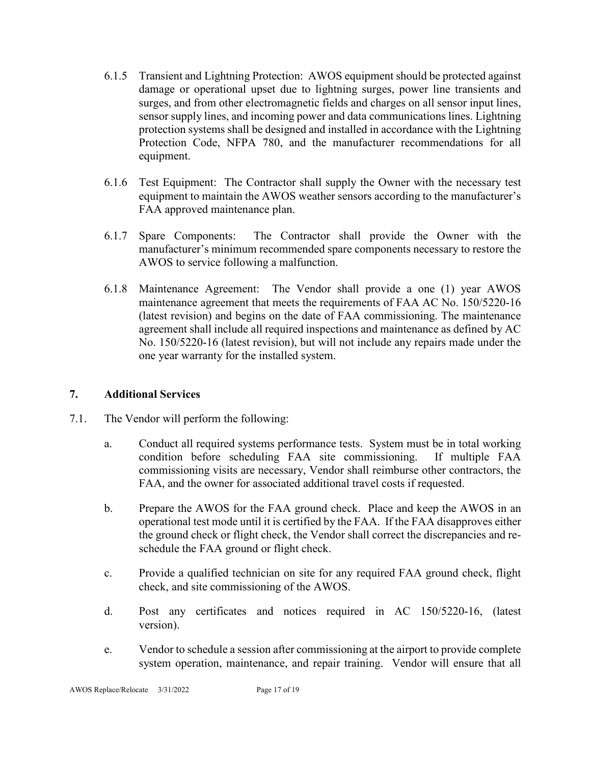6.1.5 Transient and Lightning Protection: AWOS equipment should be protected against damage or operational upset due to lightning surges, power line transients and surges, and from other electromagnetic fields and charges on all sensor input lines, sensor supply lines, and incoming power and data communications lines. Lightning protection systems shall be designed and installed in accordance with the Lightning Protection Code, NFPA 780, and the manufacturer recommendations for all equipment.

6.1.6 Test Equipment: The Contractor shall supply the Owner with the necessary test equipment to maintain the AWOS weather sensors according to the manufacturer's FAA approved maintenance plan.

6.1.7 Spare Components: The Contractor shall provide the Owner with the manufacturer's minimum recommended spare components necessary to restore the AWOS to service following a malfunction.

6.1.8 Maintenance Agreement: The Vendor shall provide a one (1) year AWOS maintenance agreement that meets the requirements of FAA AC No. 150/5220-16 (latest revision) and begins on the date of FAA commissioning. The maintenance agreement shall include all required inspections and maintenance as defined by AC No. 150/5220-16 (latest revision), but will not include any repairs made under the one year warranty for the installed system.

## 7. Additional Services

7.1. The Vendor will perform the following:

a. Conduct all required systems performance tests. System must be in total working condition before scheduling FAA site commissioning. If multiple FAA commissioning visits are necessary, Vendor shall reimburse other contractors, the FAA, and the owner for associated additional travel costs if requested.

b. Prepare the AWOS for the FAA ground check. Place and keep the AWOS in an operational test mode until it is certified by the FAA. If the FAA disapproves either the ground check or flight check, the Vendor shall correct the discrepancies and re-schedule the FAA ground or flight check.

c. Provide a qualified technician on site for any required FAA ground check, flight check, and site commissioning of the AWOS.

d. Post any certificates and notices required in AC 150/5220-16, (latest version).

e. Vendor to schedule a session after commissioning at the airport to provide complete system operation, maintenance, and repair training. Vendor will ensure that all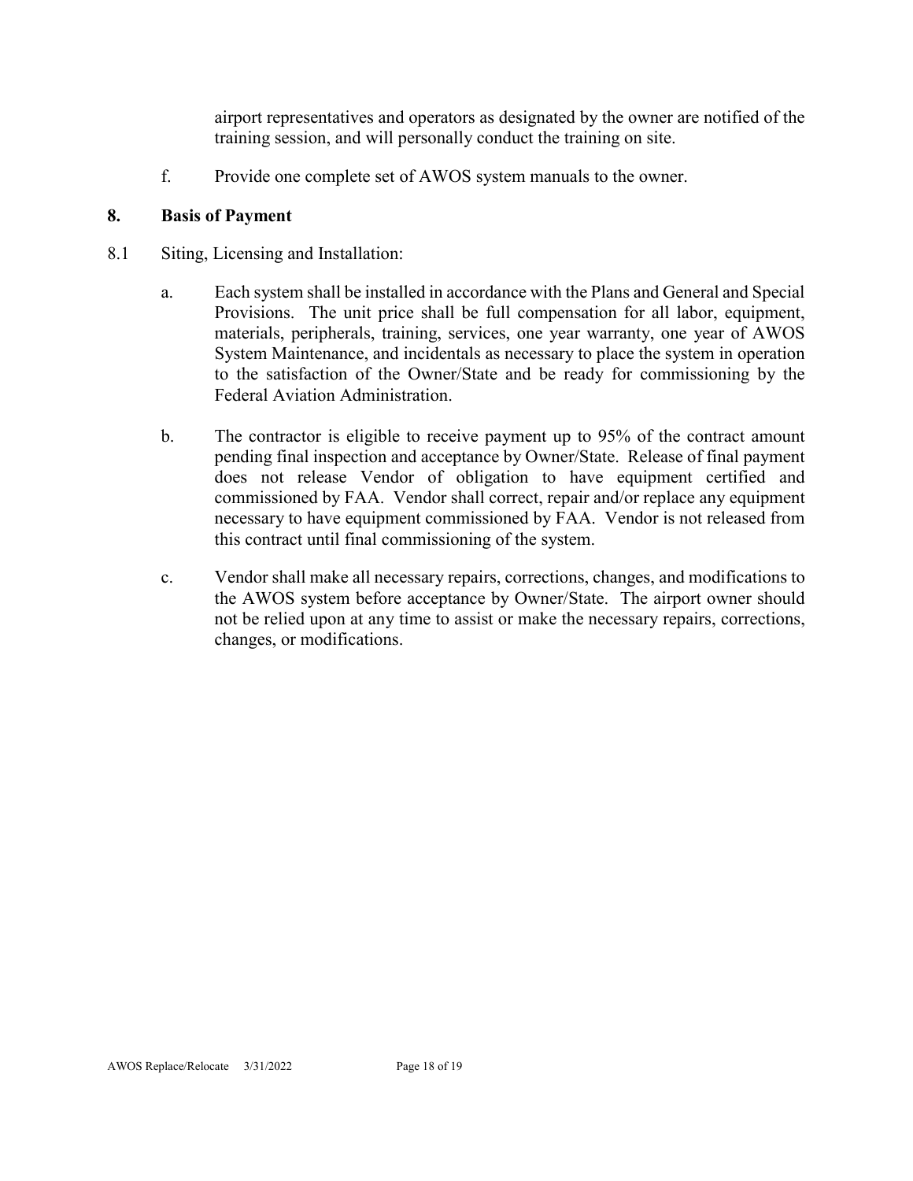airport representatives and operators as designated by the owner are notified of the training session, and will personally conduct the training on site.

f. Provide one complete set of AWOS system manuals to the owner.

## 8. Basis of Payment

8.1 Siting, Licensing and Installation:

a. Each system shall be installed in accordance with the Plans and General and Special Provisions. The unit price shall be full compensation for all labor, equipment, materials, peripherals, training, services, one year warranty, one year of AWOS System Maintenance, and incidentals as necessary to place the system in operation to the satisfaction of the Owner/State and be ready for commissioning by the Federal Aviation Administration.

b. The contractor is eligible to receive payment up to 95% of the contract amount pending final inspection and acceptance by Owner/State. Release of final payment does not release Vendor of obligation to have equipment certified and commissioned by FAA. Vendor shall correct, repair and/or replace any equipment necessary to have equipment commissioned by FAA. Vendor is not released from this contract until final commissioning of the system.

c. Vendor shall make all necessary repairs, corrections, changes, and modifications to the AWOS system before acceptance by Owner/State. The airport owner should not be relied upon at any time to assist or make the necessary repairs, corrections, changes, or modifications.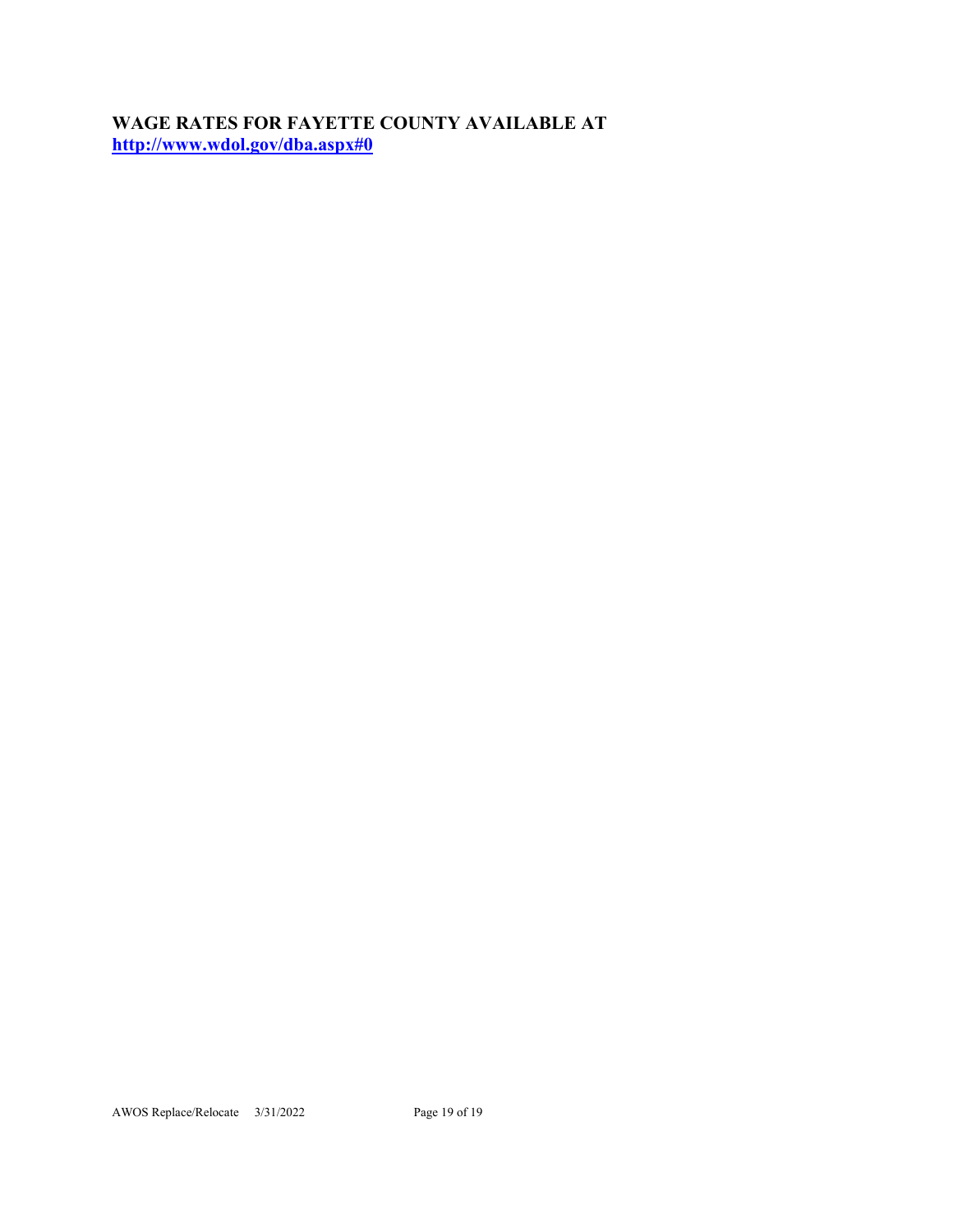**WAGE RATES FOR FAYETTE COUNTY AVAILABLE AT**
**[http://www.wdol.gov/dba.aspx#0](http://www.wdol.gov/dba.aspx#0)**